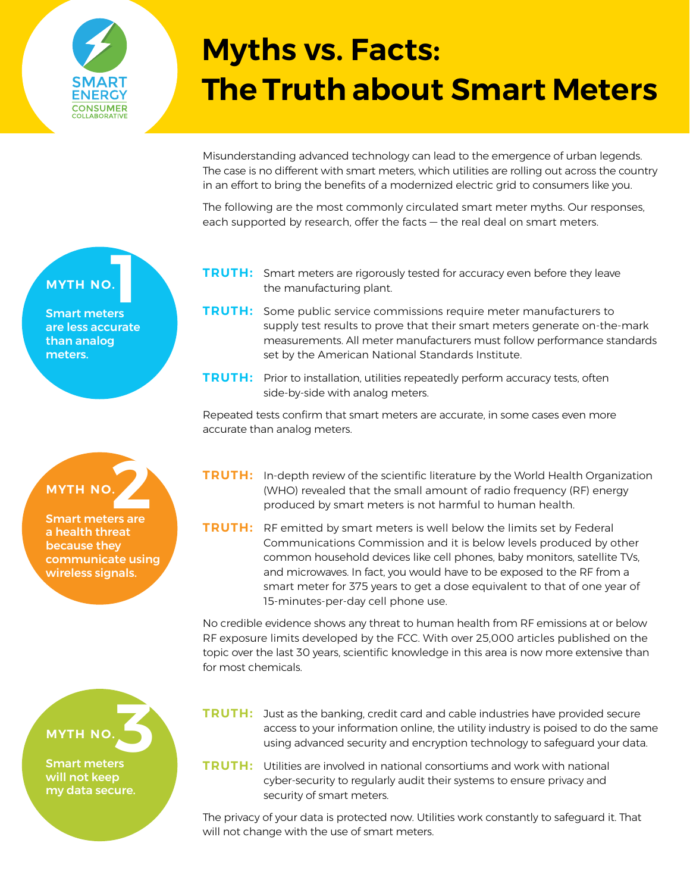SMART ENERGY CONSUMER COLLABORATIVE

# Myths vs. Facts: The Truth about Smart Meters

Misunderstanding advanced technology can lead to the emergence of urban legends. The case is no different with smart meters, which utilities are rolling out across the country in an effort to bring the benefits of a modernized electric grid to consumers like you.

The following are the most commonly circulated smart meter myths. Our responses, each supported by research, offer the facts — the real deal on smart meters.

## MYTH NO. 1

**Smart meters are less accurate than analog meters.**

**TRUTH:** Smart meters are rigorously tested for accuracy even before they leave the manufacturing plant.

**TRUTH:** Some public service commissions require meter manufacturers to supply test results to prove that their smart meters generate on-the-mark measurements. All meter manufacturers must follow performance standards set by the American National Standards Institute.

**TRUTH:** Prior to installation, utilities repeatedly perform accuracy tests, often side-by-side with analog meters.

Repeated tests confirm that smart meters are accurate, in some cases even more accurate than analog meters.

## MYTH NO. 2

**Smart meters are a health threat because they communicate using wireless signals.**

**TRUTH:** In-depth review of the scientific literature by the World Health Organization (WHO) revealed that the small amount of radio frequency (RF) energy produced by smart meters is not harmful to human health.

**TRUTH:** RF emitted by smart meters is well below the limits set by Federal Communications Commission and it is below levels produced by other common household devices like cell phones, baby monitors, satellite TVs, and microwaves. In fact, you would have to be exposed to the RF from a smart meter for 375 years to get a dose equivalent to that of one year of 15-minutes-per-day cell phone use.

No credible evidence shows any threat to human health from RF emissions at or below RF exposure limits developed by the FCC. With over 25,000 articles published on the topic over the last 30 years, scientific knowledge in this area is now more extensive than for most chemicals.

## MYTH NO. 3

**Smart meters will not keep my data secure.**

**TRUTH:** Just as the banking, credit card and cable industries have provided secure access to your information online, the utility industry is poised to do the same using advanced security and encryption technology to safeguard your data.

**TRUTH:** Utilities are involved in national consortiums and work with national cyber-security to regularly audit their systems to ensure privacy and security of smart meters.

The privacy of your data is protected now. Utilities work constantly to safeguard it. That will not change with the use of smart meters.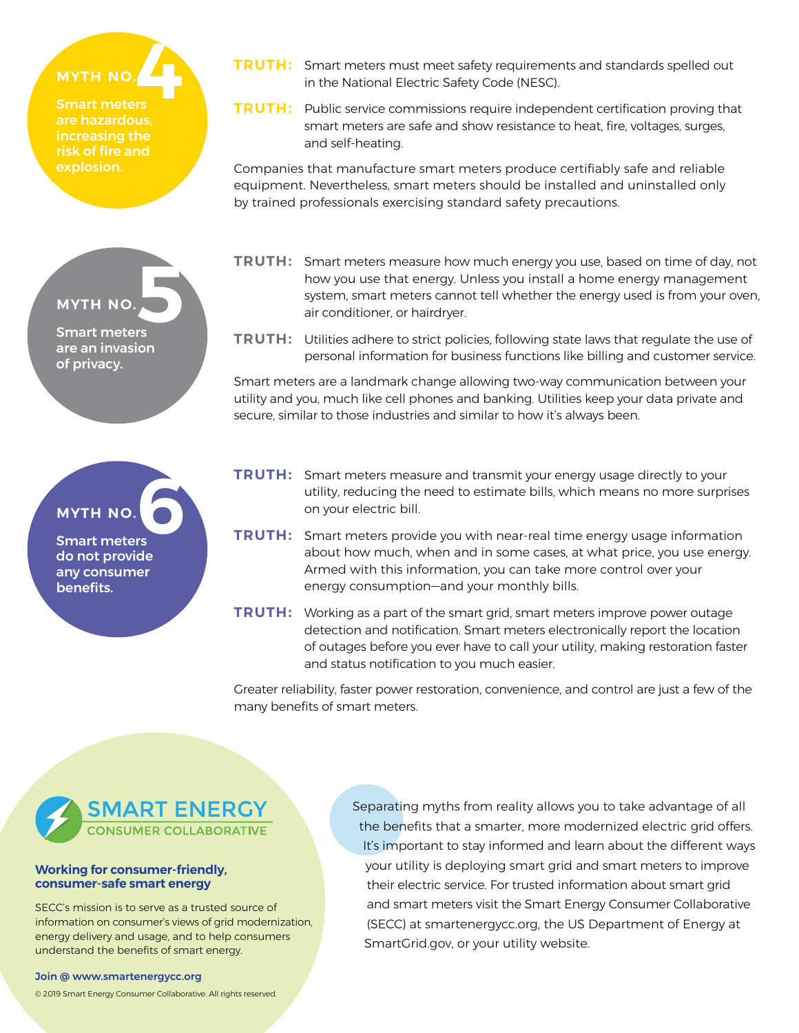## MYTH NO. 4

**Smart meters are hazardous, increasing the risk of fire and explosion.**

**TRUTH:** Smart meters must meet safety requirements and standards spelled out in the National Electric Safety Code (NESC).

**TRUTH:** Public service commissions require independent certification proving that smart meters are safe and show resistance to heat, fire, voltages, surges, and self-heating.

Companies that manufacture smart meters produce certifiably safe and reliable equipment. Nevertheless, smart meters should be installed and uninstalled only by trained professionals exercising standard safety precautions.

## MYTH NO. 5

**Smart meters are an invasion of privacy.**

**TRUTH:** Smart meters measure how much energy you use, based on time of day, not how you use that energy. Unless you install a home energy management system, smart meters cannot tell whether the energy used is from your oven, air conditioner, or hairdryer.

**TRUTH:** Utilities adhere to strict policies, following state laws that regulate the use of personal information for business functions like billing and customer service.

Smart meters are a landmark change allowing two-way communication between your utility and you, much like cell phones and banking. Utilities keep your data private and secure, similar to those industries and similar to how it's always been.

## MYTH NO. 6

**Smart meters do not provide any consumer benefits.**

**TRUTH:** Smart meters measure and transmit your energy usage directly to your utility, reducing the need to estimate bills, which means no more surprises on your electric bill.

**TRUTH:** Smart meters provide you with near-real time energy usage information about how much, when and in some cases, at what price, you use energy. Armed with this information, you can take more control over your energy consumption—and your monthly bills.

**TRUTH:** Working as a part of the smart grid, smart meters improve power outage detection and notification. Smart meters electronically report the location of outages before you ever have to call your utility, making restoration faster and status notification to you much easier.

Greater reliability, faster power restoration, convenience, and control are just a few of the many benefits of smart meters.

SMART ENERGY
CONSUMER COLLABORATIVE

**Working for consumer-friendly, consumer-safe smart energy**

SECC's mission is to serve as a trusted source of information on consumer's views of grid modernization, energy delivery and usage, and to help consumers understand the benefits of smart energy.

**Join @ www.smartenergycc.org**

© 2019 Smart Energy Consumer Collaborative. All rights reserved.

Separating myths from reality allows you to take advantage of all the benefits that a smarter, more modernized electric grid offers. It's important to stay informed and learn about the different ways your utility is deploying smart grid and smart meters to improve their electric service. For trusted information about smart grid and smart meters visit the Smart Energy Consumer Collaborative (SECC) at smartenergycc.org, the US Department of Energy at SmartGrid.gov, or your utility website.